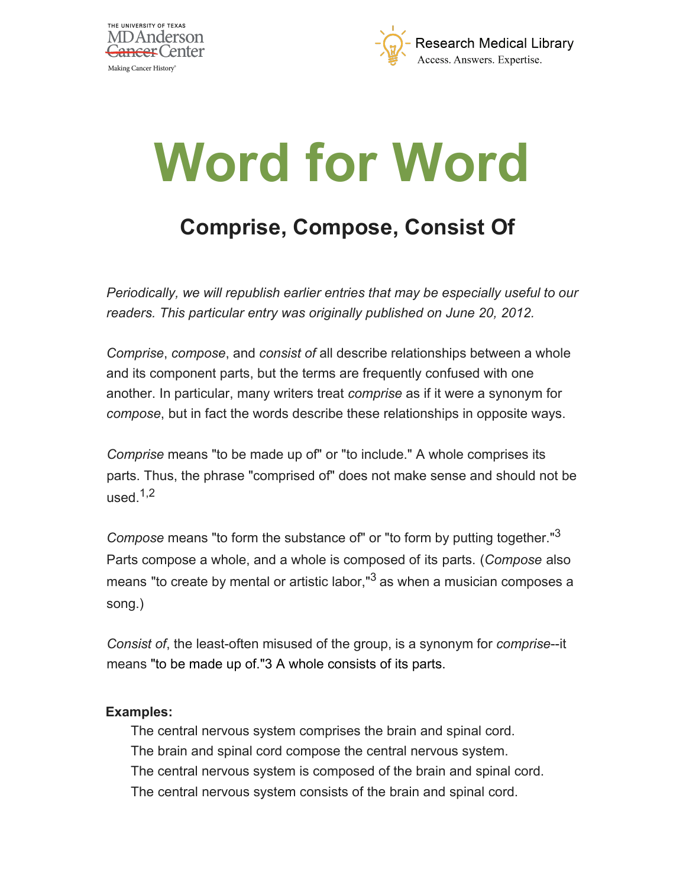# Word for Word

## Comprise, Compose, Consist Of

*Periodically, we will republish earlier entries that may be especially useful to our readers. This particular entry was originally published on June 20, 2012.*

*Comprise*, *compose*, and *consist of* all describe relationships between a whole and its component parts, but the terms are frequently confused with one another. In particular, many writers treat *comprise* as if it were a synonym for *compose*, but in fact the words describe these relationships in opposite ways.

*Comprise* means "to be made up of" or "to include." A whole comprises its parts. Thus, the phrase "comprised of" does not make sense and should not be used.[1,2]

*Compose* means "to form the substance of" or "to form by putting together."[3] Parts compose a whole, and a whole is composed of its parts. (*Compose* also means "to create by mental or artistic labor,"[3] as when a musician composes a song.)

*Consist of*, the least-often misused of the group, is a synonym for *comprise*--it means "to be made up of."3 A whole consists of its parts.

**Examples:**

The central nervous system comprises the brain and spinal cord.
The brain and spinal cord compose the central nervous system.
The central nervous system is composed of the brain and spinal cord.
The central nervous system consists of the brain and spinal cord.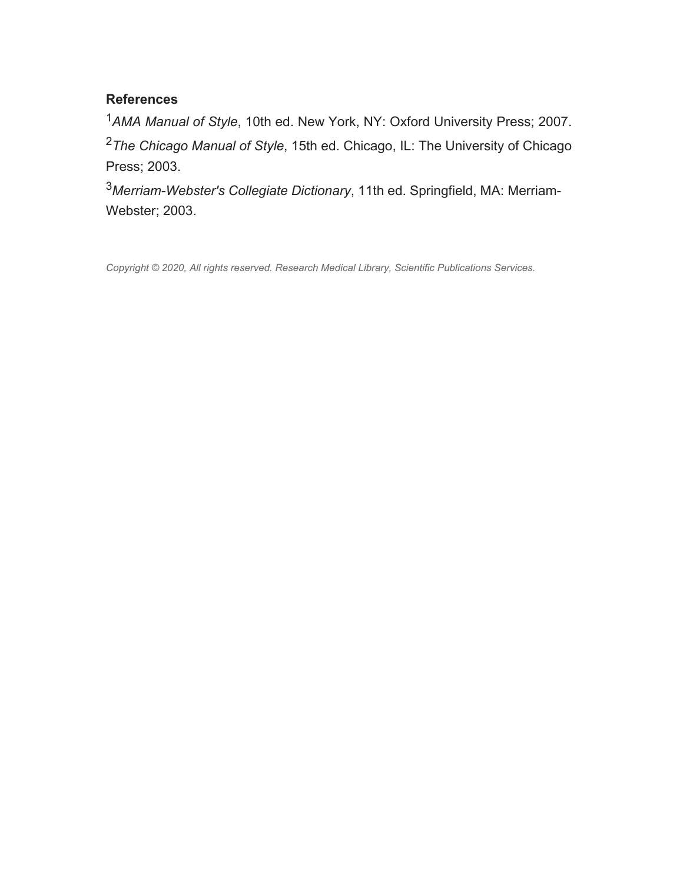**References**

[1]*AMA Manual of Style*, 10th ed. New York, NY: Oxford University Press; 2007.

[2]*The Chicago Manual of Style*, 15th ed. Chicago, IL: The University of Chicago Press; 2003.

[3]*Merriam-Webster's Collegiate Dictionary*, 11th ed. Springfield, MA: Merriam-Webster; 2003.

*Copyright © 2020, All rights reserved. Research Medical Library, Scientific Publications Services.*